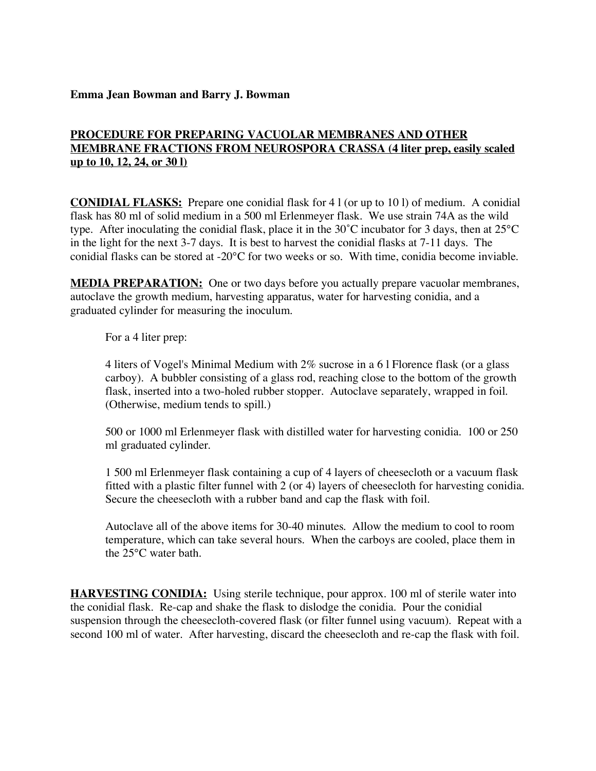**Emma Jean Bowman and Barry J. Bowman**

**PROCEDURE FOR PREPARING VACUOLAR MEMBRANES AND OTHER MEMBRANE FRACTIONS FROM NEUROSPORA CRASSA (4 liter prep, easily scaled up to 10, 12, 24, or 30 l)**

**CONIDIAL FLASKS:** Prepare one conidial flask for 4 l (or up to 10 l) of medium. A conidial flask has 80 ml of solid medium in a 500 ml Erlenmeyer flask. We use strain 74A as the wild type. After inoculating the conidial flask, place it in the 30˚C incubator for 3 days, then at 25°C in the light for the next 3-7 days. It is best to harvest the conidial flasks at 7-11 days. The conidial flasks can be stored at -20°C for two weeks or so. With time, conidia become inviable.

**MEDIA PREPARATION:** One or two days before you actually prepare vacuolar membranes, autoclave the growth medium, harvesting apparatus, water for harvesting conidia, and a graduated cylinder for measuring the inoculum.

For a 4 liter prep:

4 liters of Vogel's Minimal Medium with 2% sucrose in a 6 l Florence flask (or a glass carboy). A bubbler consisting of a glass rod, reaching close to the bottom of the growth flask, inserted into a two-holed rubber stopper. Autoclave separately, wrapped in foil. (Otherwise, medium tends to spill.)

500 or 1000 ml Erlenmeyer flask with distilled water for harvesting conidia. 100 or 250 ml graduated cylinder.

1 500 ml Erlenmeyer flask containing a cup of 4 layers of cheesecloth or a vacuum flask fitted with a plastic filter funnel with 2 (or 4) layers of cheesecloth for harvesting conidia. Secure the cheesecloth with a rubber band and cap the flask with foil.

Autoclave all of the above items for 30-40 minutes. Allow the medium to cool to room temperature, which can take several hours. When the carboys are cooled, place them in the 25°C water bath.

**HARVESTING CONIDIA:** Using sterile technique, pour approx. 100 ml of sterile water into the conidial flask. Re-cap and shake the flask to dislodge the conidia. Pour the conidial suspension through the cheesecloth-covered flask (or filter funnel using vacuum). Repeat with a second 100 ml of water. After harvesting, discard the cheesecloth and re-cap the flask with foil.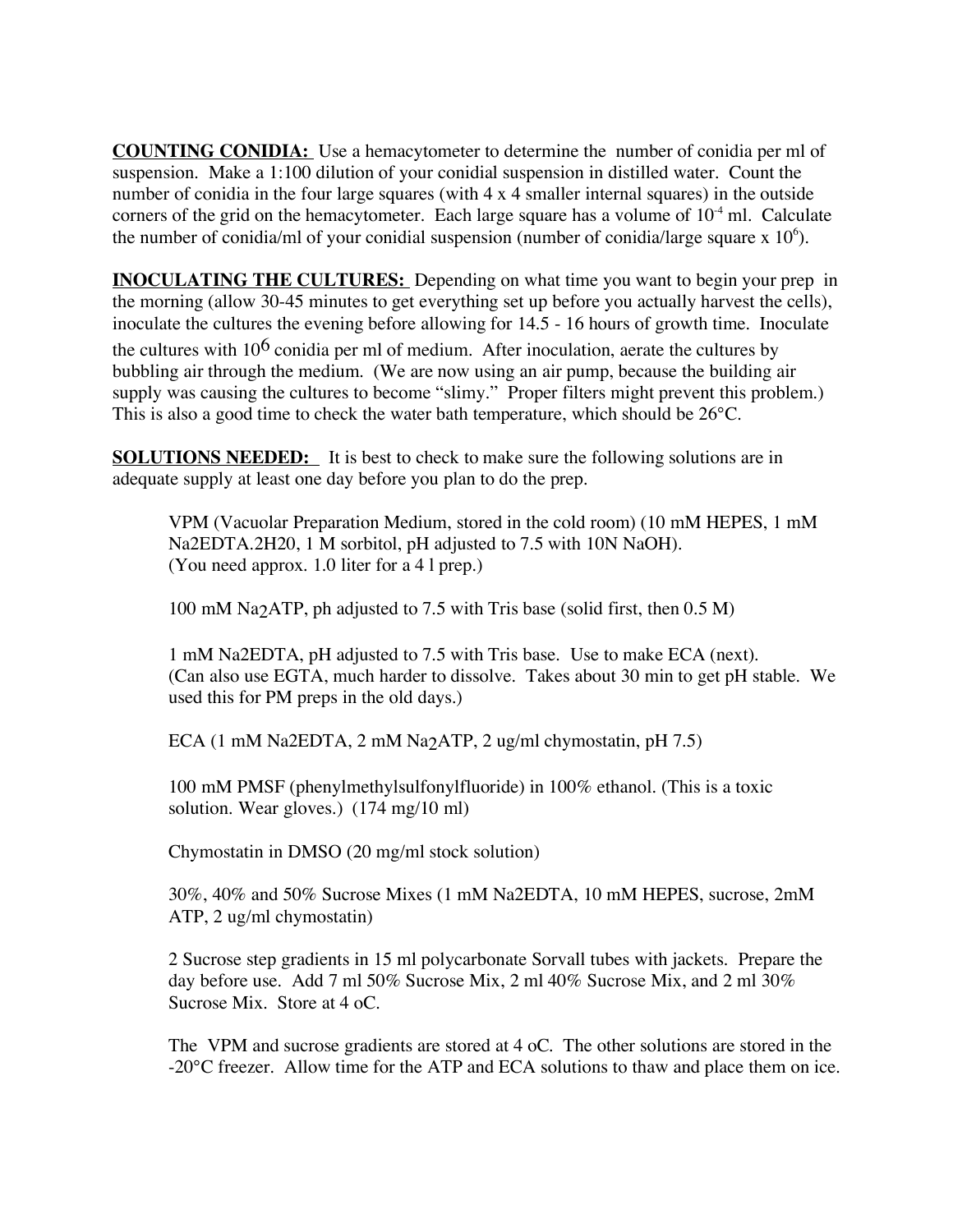**COUNTING CONIDIA:** Use a hemacytometer to determine the number of conidia per ml of suspension. Make a 1:100 dilution of your conidial suspension in distilled water. Count the number of conidia in the four large squares (with 4 x 4 smaller internal squares) in the outside corners of the grid on the hemacytometer. Each large square has a volume of $10^{-4}$ ml. Calculate the number of conidia/ml of your conidial suspension (number of conidia/large square x $10^{6}$).

**INOCULATING THE CULTURES:** Depending on what time you want to begin your prep in the morning (allow 30-45 minutes to get everything set up before you actually harvest the cells), inoculate the cultures the evening before allowing for 14.5 - 16 hours of growth time. Inoculate the cultures with $10^{6}$ conidia per ml of medium. After inoculation, aerate the cultures by bubbling air through the medium. (We are now using an air pump, because the building air supply was causing the cultures to become "slimy." Proper filters might prevent this problem.) This is also a good time to check the water bath temperature, which should be 26°C.

**SOLUTIONS NEEDED:** It is best to check to make sure the following solutions are in adequate supply at least one day before you plan to do the prep.

VPM (Vacuolar Preparation Medium, stored in the cold room) (10 mM HEPES, 1 mM $Na_2EDTA.2H_2O$, 1 M sorbitol, pH adjusted to 7.5 with 10N NaOH). (You need approx. 1.0 liter for a 4 l prep.)

100 mM $Na_2ATP$, ph adjusted to 7.5 with Tris base (solid first, then 0.5 M)

1 mM $Na_2EDTA$, pH adjusted to 7.5 with Tris base. Use to make ECA (next). (Can also use EGTA, much harder to dissolve. Takes about 30 min to get pH stable. We used this for PM preps in the old days.)

ECA (1 mM $Na_2EDTA$, 2 mM $Na_2ATP$, 2 ug/ml chymostatin, pH 7.5)

100 mM PMSF (phenylmethylsulfonylfluoride) in 100% ethanol. (This is a toxic solution. Wear gloves.) (174 mg/10 ml)

Chymostatin in DMSO (20 mg/ml stock solution)

30%, 40% and 50% Sucrose Mixes (1 mM $Na_2EDTA$, 10 mM HEPES, sucrose, 2mM ATP, 2 ug/ml chymostatin)

2 Sucrose step gradients in 15 ml polycarbonate Sorvall tubes with jackets. Prepare the day before use. Add 7 ml 50% Sucrose Mix, 2 ml 40% Sucrose Mix, and 2 ml 30% Sucrose Mix. Store at 4 oC.

The VPM and sucrose gradients are stored at 4 oC. The other solutions are stored in the -20°C freezer. Allow time for the ATP and ECA solutions to thaw and place them on ice.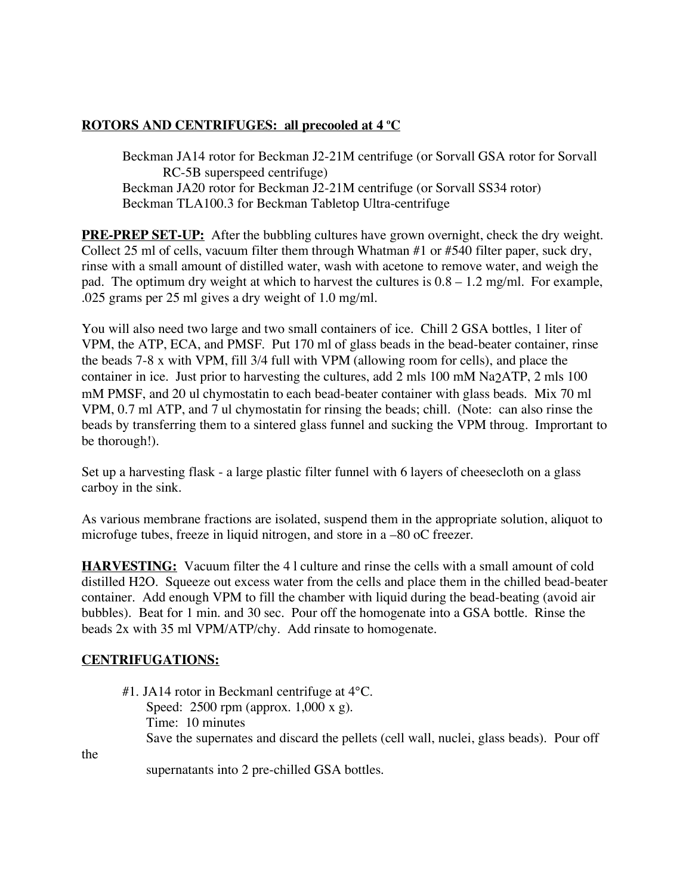**ROTORS AND CENTRIFUGES: all precooled at 4 ºC**

Beckman JA14 rotor for Beckman J2-21M centrifuge (or Sorvall GSA rotor for Sorvall RC-5B superspeed centrifuge)
Beckman JA20 rotor for Beckman J2-21M centrifuge (or Sorvall SS34 rotor)
Beckman TLA100.3 for Beckman Tabletop Ultra-centrifuge

**PRE-PREP SET-UP:** After the bubbling cultures have grown overnight, check the dry weight. Collect 25 ml of cells, vacuum filter them through Whatman #1 or #540 filter paper, suck dry, rinse with a small amount of distilled water, wash with acetone to remove water, and weigh the pad. The optimum dry weight at which to harvest the cultures is 0.8 – 1.2 mg/ml. For example, .025 grams per 25 ml gives a dry weight of 1.0 mg/ml.

You will also need two large and two small containers of ice. Chill 2 GSA bottles, 1 liter of VPM, the ATP, ECA, and PMSF. Put 170 ml of glass beads in the bead-beater container, rinse the beads 7-8 x with VPM, fill 3/4 full with VPM (allowing room for cells), and place the container in ice. Just prior to harvesting the cultures, add 2 mls 100 mM $Na_2ATP$, 2 mls 100 mM PMSF, and 20 ul chymostatin to each bead-beater container with glass beads. Mix 70 ml VPM, 0.7 ml ATP, and 7 ul chymostatin for rinsing the beads; chill. (Note: can also rinse the beads by transferring them to a sintered glass funnel and sucking the VPM throug. Imprortant to be thorough!).

Set up a harvesting flask - a large plastic filter funnel with 6 layers of cheesecloth on a glass carboy in the sink.

As various membrane fractions are isolated, suspend them in the appropriate solution, aliquot to microfuge tubes, freeze in liquid nitrogen, and store in a –80 oC freezer.

**HARVESTING:** Vacuum filter the 4 l culture and rinse the cells with a small amount of cold distilled H2O. Squeeze out excess water from the cells and place them in the chilled bead-beater container. Add enough VPM to fill the chamber with liquid during the bead-beating (avoid air bubbles). Beat for 1 min. and 30 sec. Pour off the homogenate into a GSA bottle. Rinse the beads 2x with 35 ml VPM/ATP/chy. Add rinsate to homogenate.

**CENTRIFUGATIONS:**

#1. JA14 rotor in Beckmanl centrifuge at 4°C.
Speed: 2500 rpm (approx. 1,000 x g).
Time: 10 minutes
Save the supernates and discard the pellets (cell wall, nuclei, glass beads). Pour off the supernatants into 2 pre-chilled GSA bottles.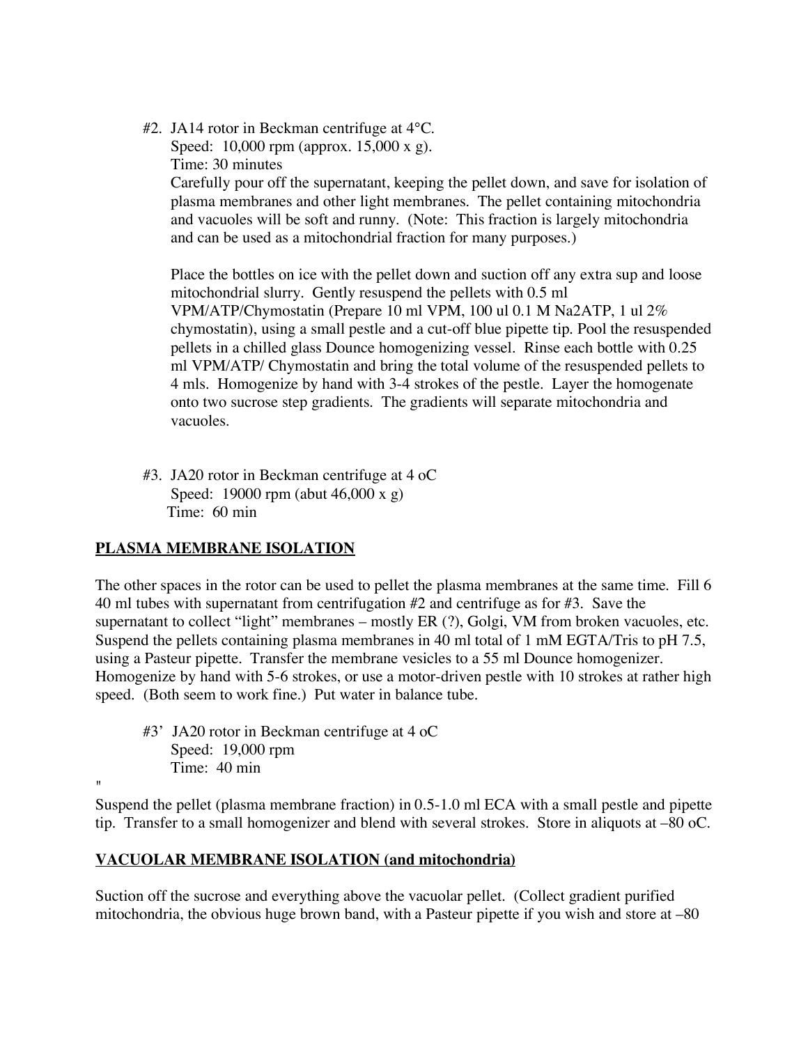#2. JA14 rotor in Beckman centrifuge at 4°C.
Speed: 10,000 rpm (approx. 15,000 x g).
Time: 30 minutes
Carefully pour off the supernatant, keeping the pellet down, and save for isolation of plasma membranes and other light membranes. The pellet containing mitochondria and vacuoles will be soft and runny. (Note: This fraction is largely mitochondria and can be used as a mitochondrial fraction for many purposes.)

Place the bottles on ice with the pellet down and suction off any extra sup and loose mitochondrial slurry. Gently resuspend the pellets with 0.5 ml VPM/ATP/Chymostatin (Prepare 10 ml VPM, 100 ul 0.1 M $Na_2ATP$, 1 ul 2% chymostatin), using a small pestle and a cut-off blue pipette tip. Pool the resuspended pellets in a chilled glass Dounce homogenizing vessel. Rinse each bottle with 0.25 ml VPM/ATP/ Chymostatin and bring the total volume of the resuspended pellets to 4 mls. Homogenize by hand with 3-4 strokes of the pestle. Layer the homogenate onto two sucrose step gradients. The gradients will separate mitochondria and vacuoles.

#3. JA20 rotor in Beckman centrifuge at 4 oC
Speed: 19000 rpm (abut 46,000 x g)
Time: 60 min

## PLASMA MEMBRANE ISOLATION

The other spaces in the rotor can be used to pellet the plasma membranes at the same time. Fill 6 40 ml tubes with supernatant from centrifugation #2 and centrifuge as for #3. Save the supernatant to collect "light" membranes – mostly ER (?), Golgi, VM from broken vacuoles, etc. Suspend the pellets containing plasma membranes in 40 ml total of 1 mM EGTA/Tris to pH 7.5, using a Pasteur pipette. Transfer the membrane vesicles to a 55 ml Dounce homogenizer. Homogenize by hand with 5-6 strokes, or use a motor-driven pestle with 10 strokes at rather high speed. (Both seem to work fine.) Put water in balance tube.

#3' JA20 rotor in Beckman centrifuge at 4 oC
Speed: 19,000 rpm
Time: 40 min

"

Suspend the pellet (plasma membrane fraction) in 0.5-1.0 ml ECA with a small pestle and pipette tip. Transfer to a small homogenizer and blend with several strokes. Store in aliquots at –80 oC.

## VACUOLAR MEMBRANE ISOLATION (and mitochondria)

Suction off the sucrose and everything above the vacuolar pellet. (Collect gradient purified mitochondria, the obvious huge brown band, with a Pasteur pipette if you wish and store at –80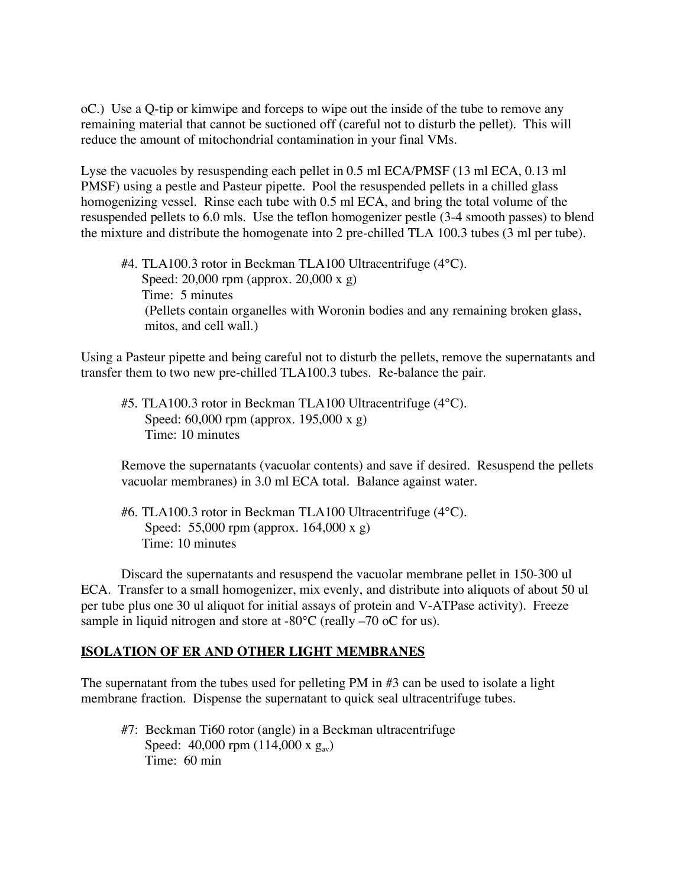oC.) Use a Q-tip or kimwipe and forceps to wipe out the inside of the tube to remove any remaining material that cannot be suctioned off (careful not to disturb the pellet). This will reduce the amount of mitochondrial contamination in your final VMs.

Lyse the vacuoles by resuspending each pellet in 0.5 ml ECA/PMSF (13 ml ECA, 0.13 ml PMSF) using a pestle and Pasteur pipette. Pool the resuspended pellets in a chilled glass homogenizing vessel. Rinse each tube with 0.5 ml ECA, and bring the total volume of the resuspended pellets to 6.0 mls. Use the teflon homogenizer pestle (3-4 smooth passes) to blend the mixture and distribute the homogenate into 2 pre-chilled TLA 100.3 tubes (3 ml per tube).

> #4. TLA100.3 rotor in Beckman TLA100 Ultracentrifuge (4°C).
> Speed: 20,000 rpm (approx. 20,000 x g)
> Time: 5 minutes
> (Pellets contain organelles with Woronin bodies and any remaining broken glass, mitos, and cell wall.)

Using a Pasteur pipette and being careful not to disturb the pellets, remove the supernatants and transfer them to two new pre-chilled TLA100.3 tubes. Re-balance the pair.

> #5. TLA100.3 rotor in Beckman TLA100 Ultracentrifuge (4°C).
> Speed: 60,000 rpm (approx. 195,000 x g)
> Time: 10 minutes
>
> Remove the supernatants (vacuolar contents) and save if desired. Resuspend the pellets vacuolar membranes) in 3.0 ml ECA total. Balance against water.
>
> #6. TLA100.3 rotor in Beckman TLA100 Ultracentrifuge (4°C).
> Speed: 55,000 rpm (approx. 164,000 x g)
> Time: 10 minutes

Discard the supernatants and resuspend the vacuolar membrane pellet in 150-300 ul ECA. Transfer to a small homogenizer, mix evenly, and distribute into aliquots of about 50 ul per tube plus one 30 ul aliquot for initial assays of protein and V-ATPase activity). Freeze sample in liquid nitrogen and store at -80°C (really –70 oC for us).

## ISOLATION OF ER AND OTHER LIGHT MEMBRANES

The supernatant from the tubes used for pelleting PM in #3 can be used to isolate a light membrane fraction. Dispense the supernatant to quick seal ultracentrifuge tubes.

> #7: Beckman Ti60 rotor (angle) in a Beckman ultracentrifuge
> Speed: 40,000 rpm (114,000 x $g_{av}$)
> Time: 60 min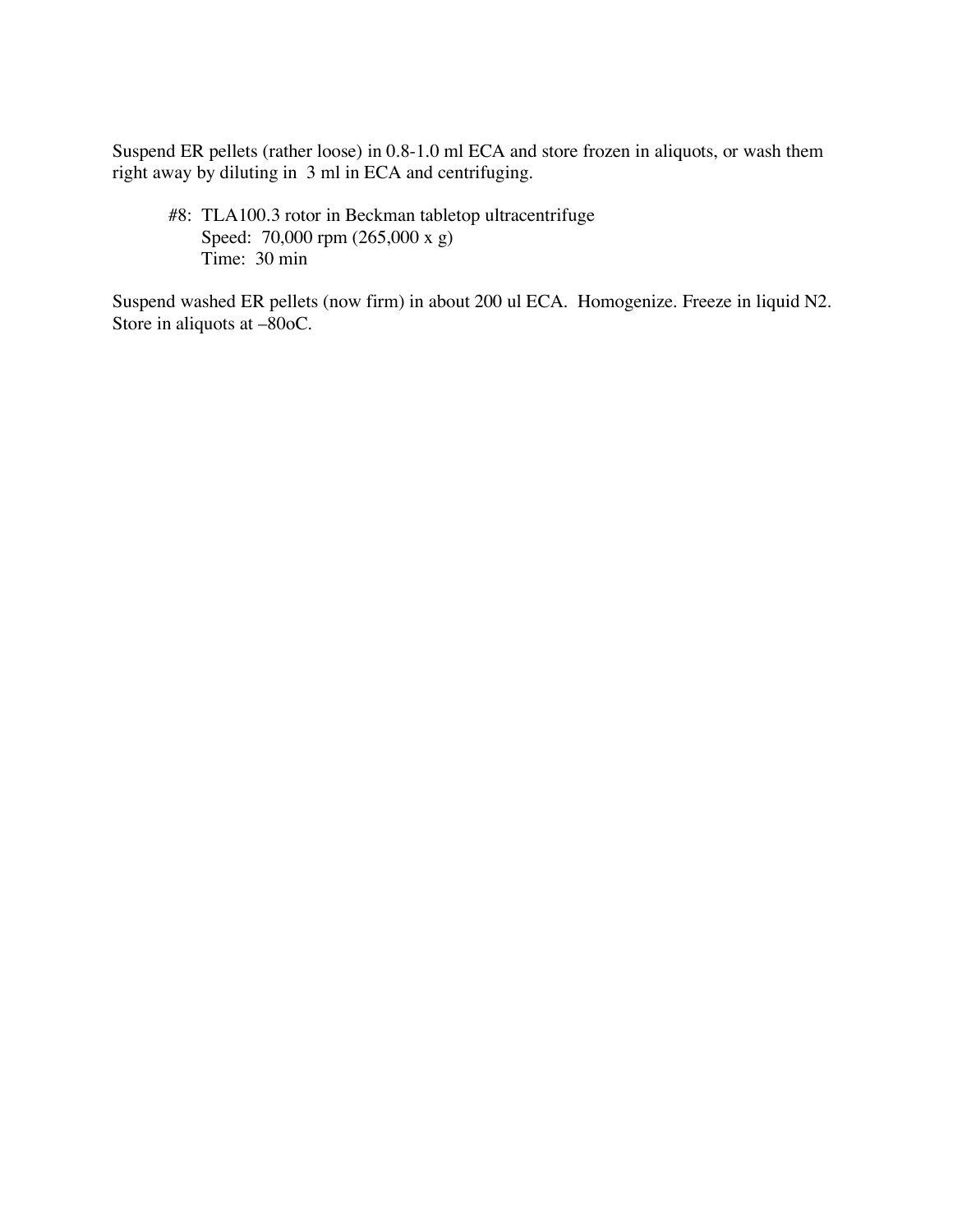Suspend ER pellets (rather loose) in 0.8-1.0 ml ECA and store frozen in aliquots, or wash them right away by diluting in 3 ml in ECA and centrifuging.

> #8: TLA100.3 rotor in Beckman tabletop ultracentrifuge
> Speed: 70,000 rpm (265,000 x g)
> Time: 30 min

Suspend washed ER pellets (now firm) in about 200 ul ECA. Homogenize. Freeze in liquid N2. Store in aliquots at –80oC.